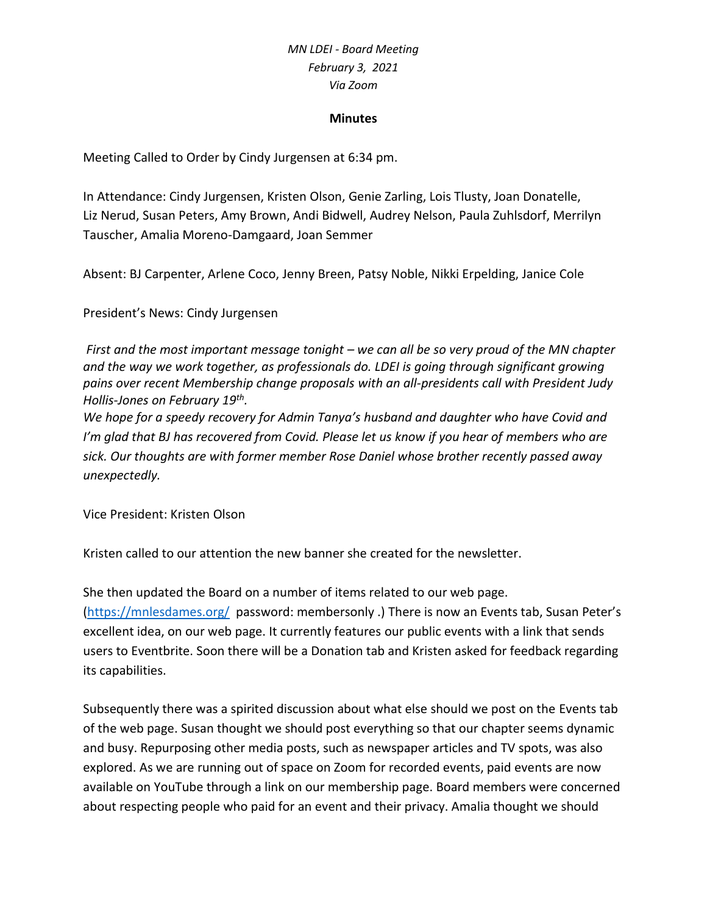*MN LDEI - Board Meeting*
*February 3, 2021*
*Via Zoom*

**Minutes**

Meeting Called to Order by Cindy Jurgensen at 6:34 pm.

In Attendance: Cindy Jurgensen, Kristen Olson, Genie Zarling, Lois Tlusty, Joan Donatelle, Liz Nerud, Susan Peters, Amy Brown, Andi Bidwell, Audrey Nelson, Paula Zuhlsdorf, Merrilyn Tauscher, Amalia Moreno-Damgaard, Joan Semmer

Absent: BJ Carpenter, Arlene Coco, Jenny Breen, Patsy Noble, Nikki Erpelding, Janice Cole

President's News: Cindy Jurgensen

*First and the most important message tonight – we can all be so very proud of the MN chapter and the way we work together, as professionals do. LDEI is going through significant growing pains over recent Membership change proposals with an all-presidents call with President Judy Hollis-Jones on February 19th.*
*We hope for a speedy recovery for Admin Tanya's husband and daughter who have Covid and I'm glad that BJ has recovered from Covid. Please let us know if you hear of members who are sick. Our thoughts are with former member Rose Daniel whose brother recently passed away unexpectedly.*

Vice President: Kristen Olson

Kristen called to our attention the new banner she created for the newsletter.

She then updated the Board on a number of items related to our web page. ([https://mnlesdames.org/](https://mnlesdames.org/) password: membersonly .) There is now an Events tab, Susan Peter's excellent idea, on our web page. It currently features our public events with a link that sends users to Eventbrite. Soon there will be a Donation tab and Kristen asked for feedback regarding its capabilities.

Subsequently there was a spirited discussion about what else should we post on the Events tab of the web page. Susan thought we should post everything so that our chapter seems dynamic and busy. Repurposing other media posts, such as newspaper articles and TV spots, was also explored. As we are running out of space on Zoom for recorded events, paid events are now available on YouTube through a link on our membership page. Board members were concerned about respecting people who paid for an event and their privacy. Amalia thought we should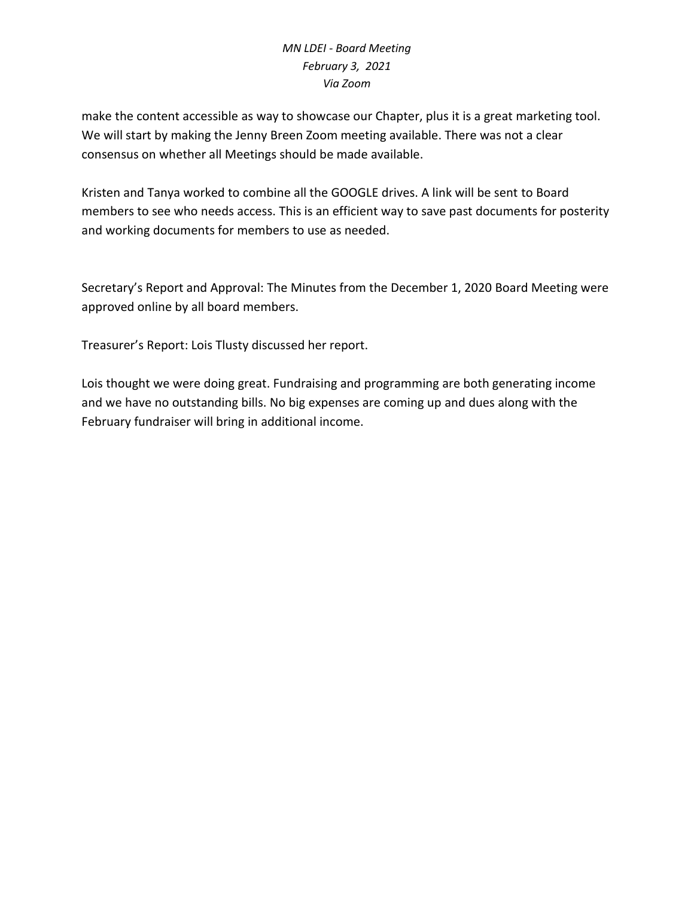make the content accessible as way to showcase our Chapter, plus it is a great marketing tool. We will start by making the Jenny Breen Zoom meeting available. There was not a clear consensus on whether all Meetings should be made available.

Kristen and Tanya worked to combine all the GOOGLE drives. A link will be sent to Board members to see who needs access. This is an efficient way to save past documents for posterity and working documents for members to use as needed.

Secretary's Report and Approval: The Minutes from the December 1, 2020 Board Meeting were approved online by all board members.

Treasurer's Report: Lois Tlusty discussed her report.

Lois thought we were doing great. Fundraising and programming are both generating income and we have no outstanding bills. No big expenses are coming up and dues along with the February fundraiser will bring in additional income.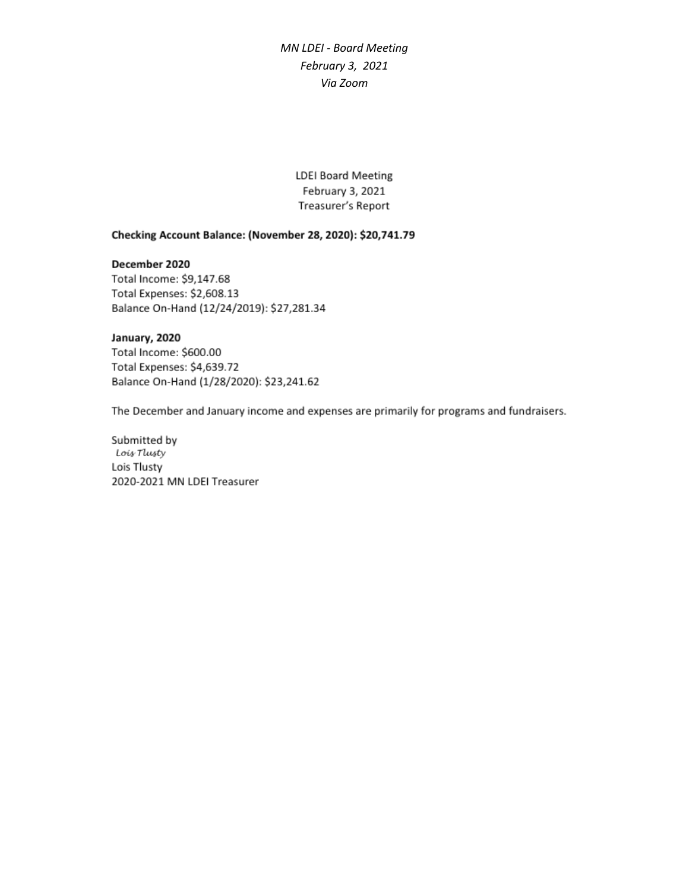LDEI Board Meeting
February 3, 2021
Treasurer's Report

**Checking Account Balance: (November 28, 2020): $20,741.79**

**December 2020**
Total Income: $9,147.68
Total Expenses: $2,608.13
Balance On-Hand (12/24/2019): $27,281.34

**January, 2020**
Total Income: $600.00
Total Expenses: $4,639.72
Balance On-Hand (1/28/2020): $23,241.62

The December and January income and expenses are primarily for programs and fundraisers.

Submitted by
*Lois Tlusty*
Lois Tlusty
2020-2021 MN LDEI Treasurer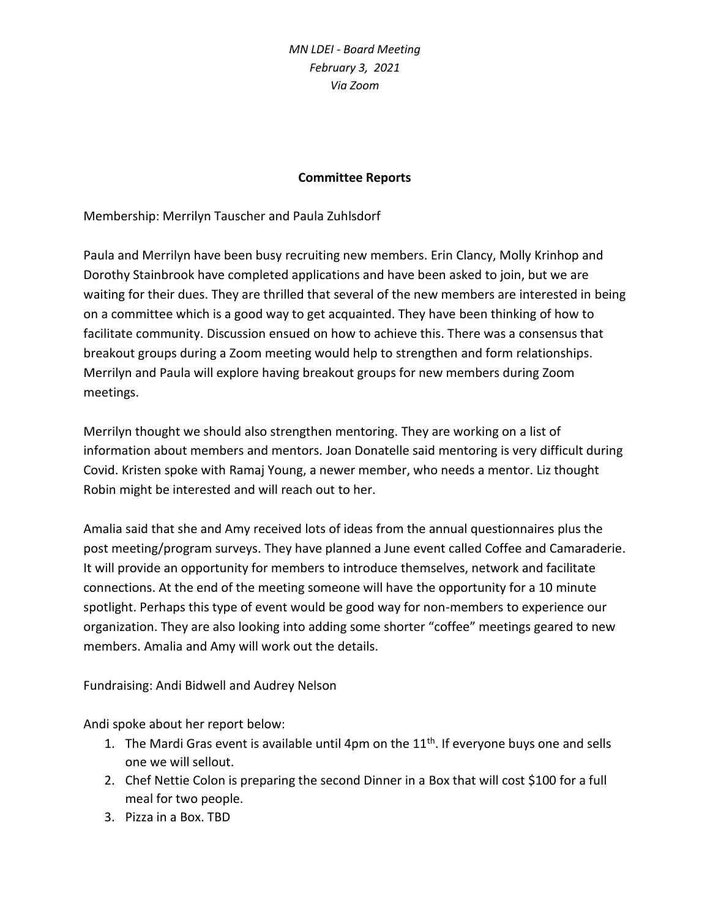*MN LDEI - Board Meeting*
*February 3, 2021*
*Via Zoom*

**Committee Reports**

Membership: Merrilyn Tauscher and Paula Zuhlsdorf

Paula and Merrilyn have been busy recruiting new members. Erin Clancy, Molly Krinhop and Dorothy Stainbrook have completed applications and have been asked to join, but we are waiting for their dues. They are thrilled that several of the new members are interested in being on a committee which is a good way to get acquainted. They have been thinking of how to facilitate community. Discussion ensued on how to achieve this. There was a consensus that breakout groups during a Zoom meeting would help to strengthen and form relationships. Merrilyn and Paula will explore having breakout groups for new members during Zoom meetings.

Merrilyn thought we should also strengthen mentoring. They are working on a list of information about members and mentors. Joan Donatelle said mentoring is very difficult during Covid. Kristen spoke with Ramaj Young, a newer member, who needs a mentor. Liz thought Robin might be interested and will reach out to her.

Amalia said that she and Amy received lots of ideas from the annual questionnaires plus the post meeting/program surveys. They have planned a June event called Coffee and Camaraderie. It will provide an opportunity for members to introduce themselves, network and facilitate connections. At the end of the meeting someone will have the opportunity for a 10 minute spotlight. Perhaps this type of event would be good way for non-members to experience our organization. They are also looking into adding some shorter "coffee" meetings geared to new members. Amalia and Amy will work out the details.

Fundraising: Andi Bidwell and Audrey Nelson

Andi spoke about her report below:

1. The Mardi Gras event is available until 4pm on the 11th. If everyone buys one and sells one we will sellout.
2. Chef Nettie Colon is preparing the second Dinner in a Box that will cost $100 for a full meal for two people.
3. Pizza in a Box. TBD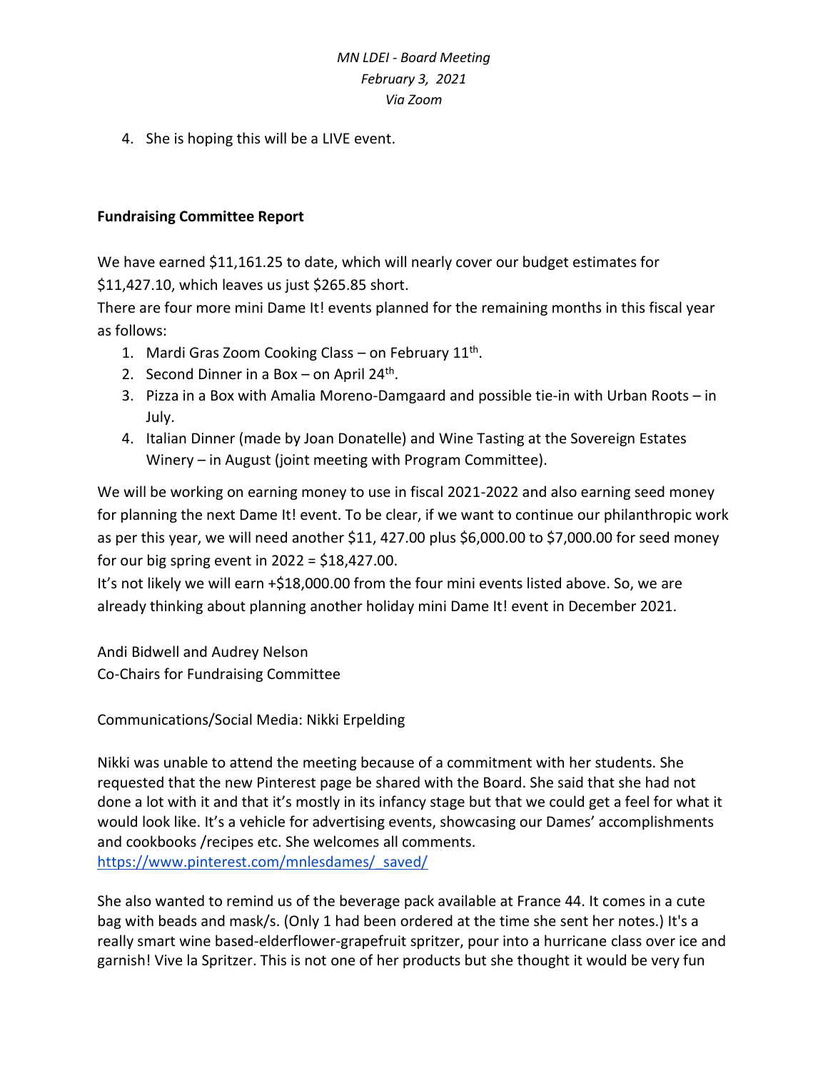4. She is hoping this will be a LIVE event.

**Fundraising Committee Report**

We have earned $11,161.25 to date, which will nearly cover our budget estimates for $11,427.10, which leaves us just $265.85 short.
There are four more mini Dame It! events planned for the remaining months in this fiscal year as follows:

1. Mardi Gras Zoom Cooking Class – on February 11th.
2. Second Dinner in a Box – on April 24th.
3. Pizza in a Box with Amalia Moreno-Damgaard and possible tie-in with Urban Roots – in July.
4. Italian Dinner (made by Joan Donatelle) and Wine Tasting at the Sovereign Estates Winery – in August (joint meeting with Program Committee).

We will be working on earning money to use in fiscal 2021-2022 and also earning seed money for planning the next Dame It! event. To be clear, if we want to continue our philanthropic work as per this year, we will need another $11, 427.00 plus $6,000.00 to $7,000.00 for seed money for our big spring event in 2022 = $18,427.00.
It's not likely we will earn +$18,000.00 from the four mini events listed above. So, we are already thinking about planning another holiday mini Dame It! event in December 2021.

Andi Bidwell and Audrey Nelson
Co-Chairs for Fundraising Committee

Communications/Social Media: Nikki Erpelding

Nikki was unable to attend the meeting because of a commitment with her students. She requested that the new Pinterest page be shared with the Board. She said that she had not done a lot with it and that it's mostly in its infancy stage but that we could get a feel for what it would look like. It's a vehicle for advertising events, showcasing our Dames' accomplishments and cookbooks /recipes etc. She welcomes all comments.
https://www.pinterest.com/mnlesdames/_saved/

She also wanted to remind us of the beverage pack available at France 44. It comes in a cute bag with beads and mask/s. (Only 1 had been ordered at the time she sent her notes.) It's a really smart wine based-elderflower-grapefruit spritzer, pour into a hurricane class over ice and garnish! Vive la Spritzer. This is not one of her products but she thought it would be very fun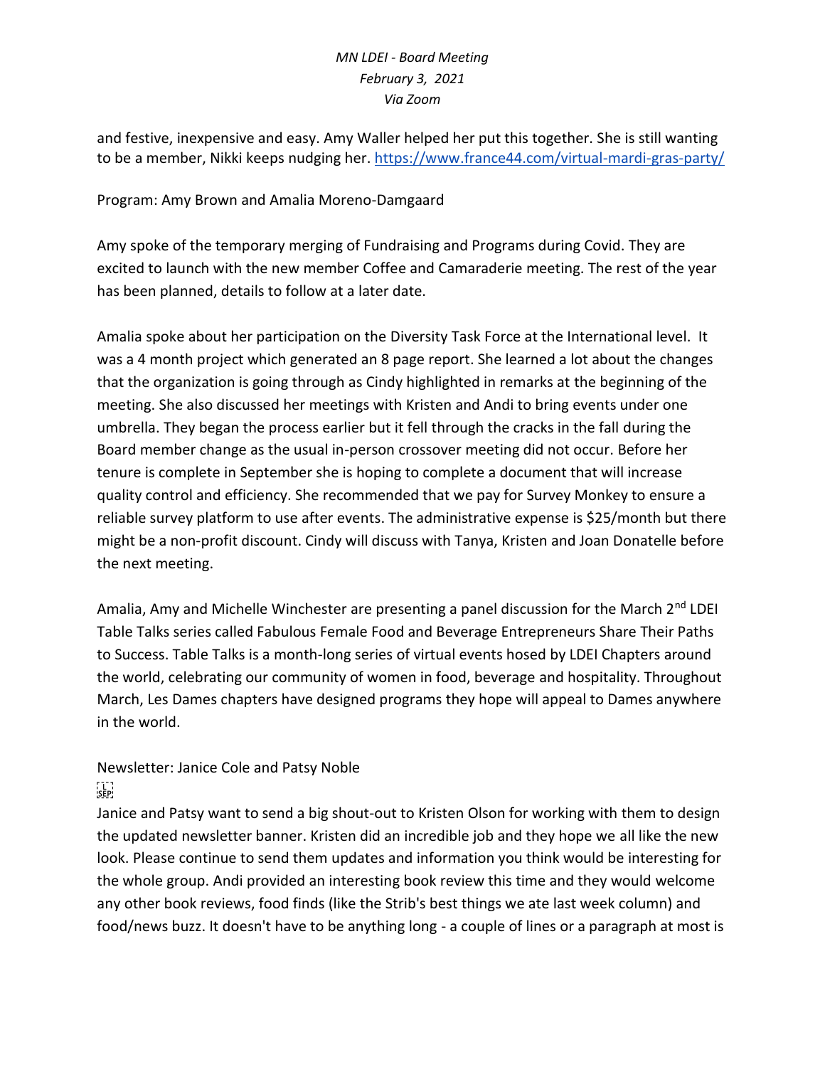and festive, inexpensive and easy. Amy Waller helped her put this together. She is still wanting to be a member, Nikki keeps nudging her. https://www.france44.com/virtual-mardi-gras-party/

Program: Amy Brown and Amalia Moreno-Damgaard

Amy spoke of the temporary merging of Fundraising and Programs during Covid. They are excited to launch with the new member Coffee and Camaraderie meeting. The rest of the year has been planned, details to follow at a later date.

Amalia spoke about her participation on the Diversity Task Force at the International level. It was a 4 month project which generated an 8 page report. She learned a lot about the changes that the organization is going through as Cindy highlighted in remarks at the beginning of the meeting. She also discussed her meetings with Kristen and Andi to bring events under one umbrella. They began the process earlier but it fell through the cracks in the fall during the Board member change as the usual in-person crossover meeting did not occur. Before her tenure is complete in September she is hoping to complete a document that will increase quality control and efficiency. She recommended that we pay for Survey Monkey to ensure a reliable survey platform to use after events. The administrative expense is $25/month but there might be a non-profit discount. Cindy will discuss with Tanya, Kristen and Joan Donatelle before the next meeting.

Amalia, Amy and Michelle Winchester are presenting a panel discussion for the March 2nd LDEI Table Talks series called Fabulous Female Food and Beverage Entrepreneurs Share Their Paths to Success. Table Talks is a month-long series of virtual events hosed by LDEI Chapters around the world, celebrating our community of women in food, beverage and hospitality. Throughout March, Les Dames chapters have designed programs they hope will appeal to Dames anywhere in the world.

Newsletter: Janice Cole and Patsy Noble

Janice and Patsy want to send a big shout-out to Kristen Olson for working with them to design the updated newsletter banner. Kristen did an incredible job and they hope we all like the new look. Please continue to send them updates and information you think would be interesting for the whole group. Andi provided an interesting book review this time and they would welcome any other book reviews, food finds (like the Strib's best things we ate last week column) and food/news buzz. It doesn't have to be anything long - a couple of lines or a paragraph at most is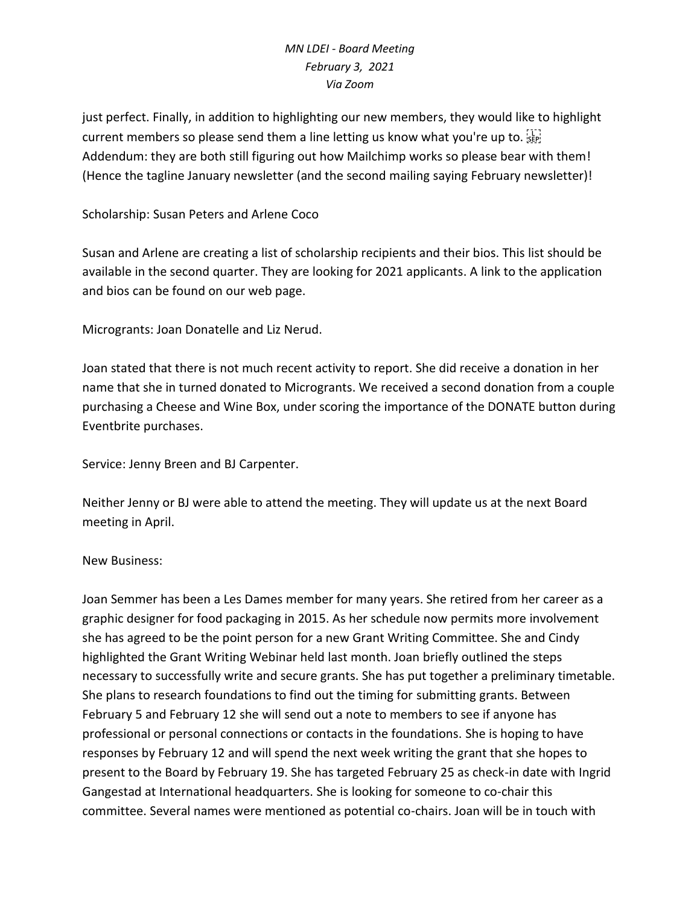just perfect. Finally, in addition to highlighting our new members, they would like to highlight current members so please send them a line letting us know what you're up to.
Addendum: they are both still figuring out how Mailchimp works so please bear with them! (Hence the tagline January newsletter (and the second mailing saying February newsletter)!

Scholarship: Susan Peters and Arlene Coco

Susan and Arlene are creating a list of scholarship recipients and their bios. This list should be available in the second quarter. They are looking for 2021 applicants. A link to the application and bios can be found on our web page.

Microgrants: Joan Donatelle and Liz Nerud.

Joan stated that there is not much recent activity to report. She did receive a donation in her name that she in turned donated to Microgrants. We received a second donation from a couple purchasing a Cheese and Wine Box, under scoring the importance of the DONATE button during Eventbrite purchases.

Service: Jenny Breen and BJ Carpenter.

Neither Jenny or BJ were able to attend the meeting. They will update us at the next Board meeting in April.

New Business:

Joan Semmer has been a Les Dames member for many years. She retired from her career as a graphic designer for food packaging in 2015. As her schedule now permits more involvement she has agreed to be the point person for a new Grant Writing Committee. She and Cindy highlighted the Grant Writing Webinar held last month. Joan briefly outlined the steps necessary to successfully write and secure grants. She has put together a preliminary timetable. She plans to research foundations to find out the timing for submitting grants. Between February 5 and February 12 she will send out a note to members to see if anyone has professional or personal connections or contacts in the foundations. She is hoping to have responses by February 12 and will spend the next week writing the grant that she hopes to present to the Board by February 19. She has targeted February 25 as check-in date with Ingrid Gangestad at International headquarters. She is looking for someone to co-chair this committee. Several names were mentioned as potential co-chairs. Joan will be in touch with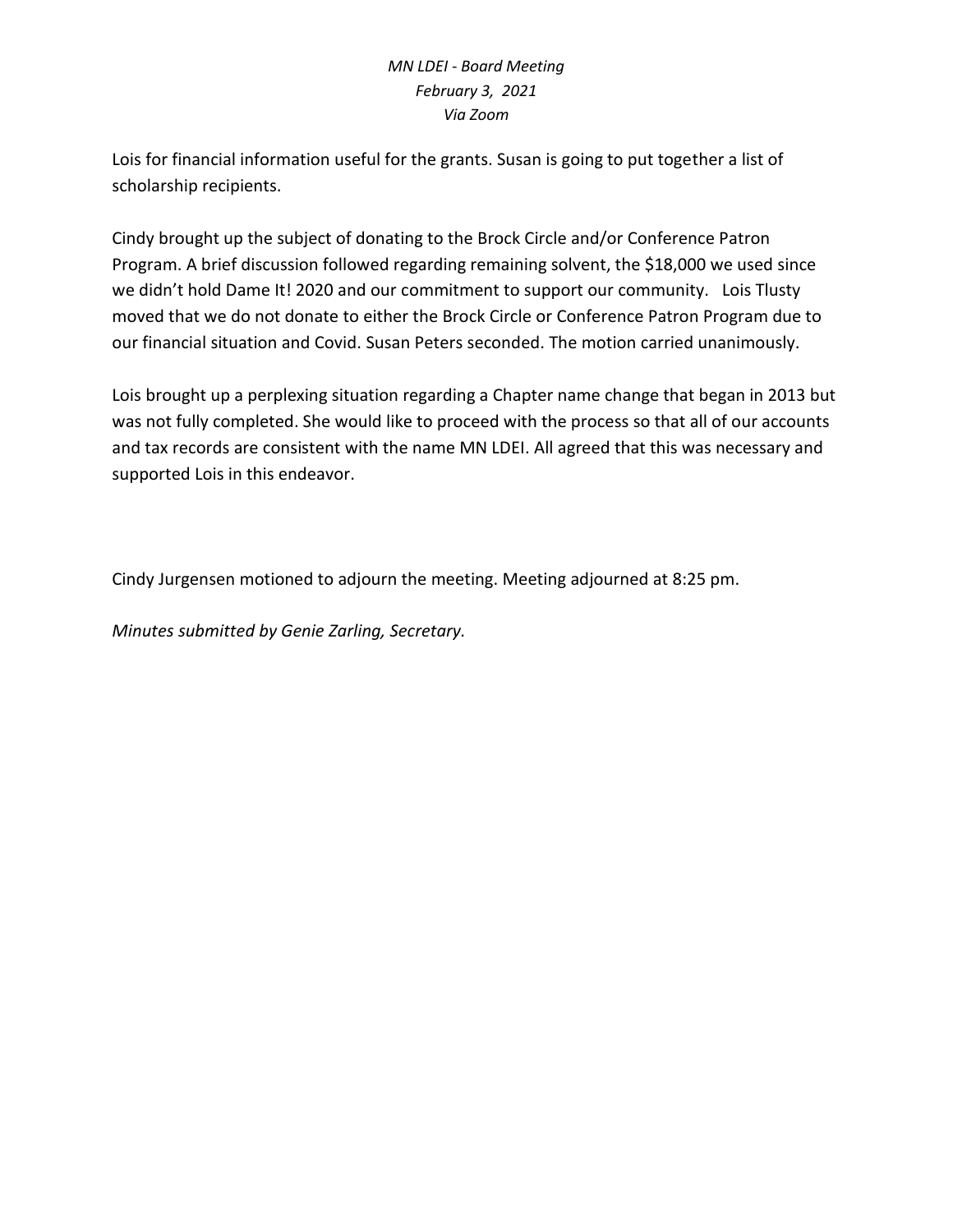*MN LDEI - Board Meeting*
*February 3, 2021*
*Via Zoom*

Lois for financial information useful for the grants. Susan is going to put together a list of scholarship recipients.

Cindy brought up the subject of donating to the Brock Circle and/or Conference Patron Program. A brief discussion followed regarding remaining solvent, the $18,000 we used since we didn't hold Dame It! 2020 and our commitment to support our community. Lois Tlusty moved that we do not donate to either the Brock Circle or Conference Patron Program due to our financial situation and Covid. Susan Peters seconded. The motion carried unanimously.

Lois brought up a perplexing situation regarding a Chapter name change that began in 2013 but was not fully completed. She would like to proceed with the process so that all of our accounts and tax records are consistent with the name MN LDEI. All agreed that this was necessary and supported Lois in this endeavor.

Cindy Jurgensen motioned to adjourn the meeting. Meeting adjourned at 8:25 pm.

*Minutes submitted by Genie Zarling, Secretary.*